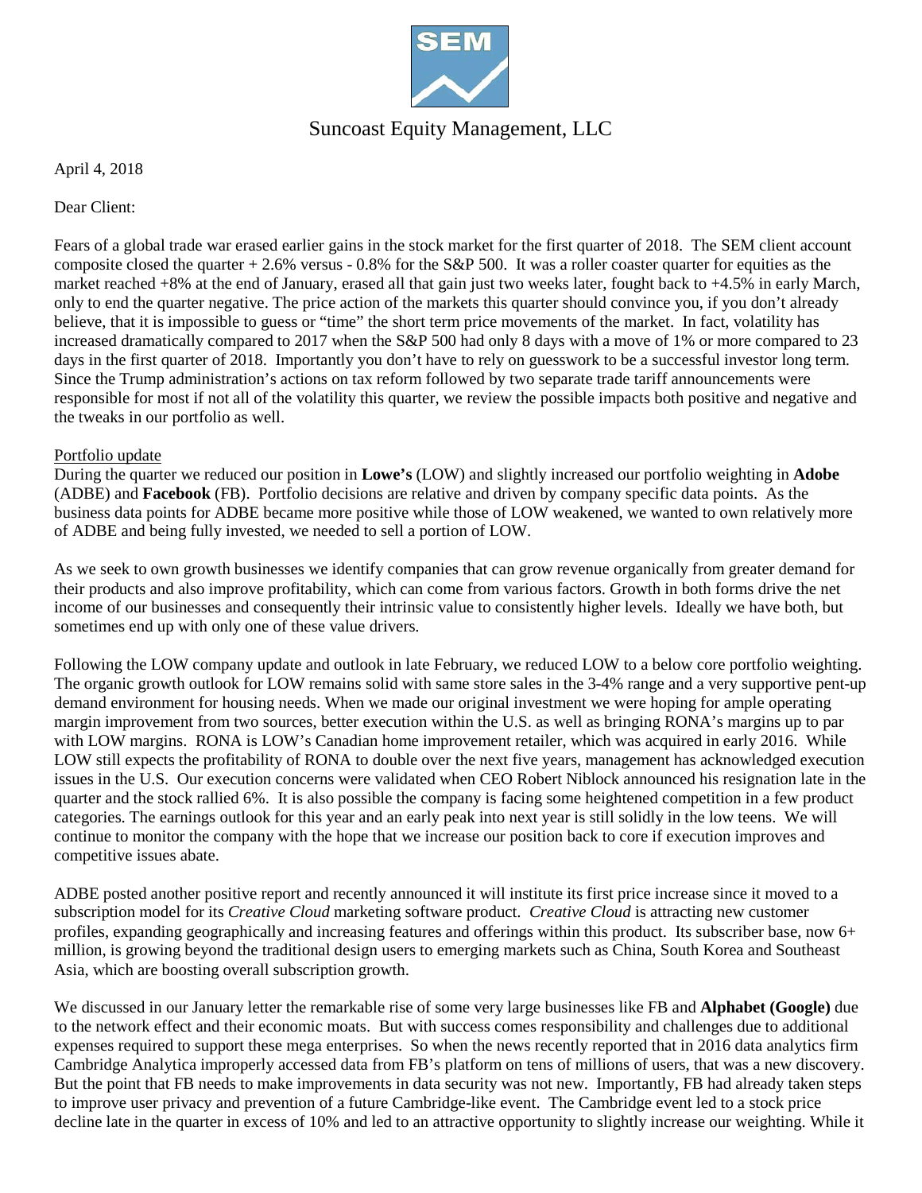# Suncoast Equity Management, LLC

April 4, 2018

Dear Client:

Fears of a global trade war erased earlier gains in the stock market for the first quarter of 2018. The SEM client account composite closed the quarter + 2.6% versus - 0.8% for the S&P 500. It was a roller coaster quarter for equities as the market reached +8% at the end of January, erased all that gain just two weeks later, fought back to +4.5% in early March, only to end the quarter negative. The price action of the markets this quarter should convince you, if you don't already believe, that it is impossible to guess or "time" the short term price movements of the market. In fact, volatility has increased dramatically compared to 2017 when the S&P 500 had only 8 days with a move of 1% or more compared to 23 days in the first quarter of 2018. Importantly you don't have to rely on guesswork to be a successful investor long term. Since the Trump administration's actions on tax reform followed by two separate trade tariff announcements were responsible for most if not all of the volatility this quarter, we review the possible impacts both positive and negative and the tweaks in our portfolio as well.

## Portfolio update

During the quarter we reduced our position in **Lowe's** (LOW) and slightly increased our portfolio weighting in **Adobe** (ADBE) and **Facebook** (FB). Portfolio decisions are relative and driven by company specific data points. As the business data points for ADBE became more positive while those of LOW weakened, we wanted to own relatively more of ADBE and being fully invested, we needed to sell a portion of LOW.

As we seek to own growth businesses we identify companies that can grow revenue organically from greater demand for their products and also improve profitability, which can come from various factors. Growth in both forms drive the net income of our businesses and consequently their intrinsic value to consistently higher levels. Ideally we have both, but sometimes end up with only one of these value drivers.

Following the LOW company update and outlook in late February, we reduced LOW to a below core portfolio weighting. The organic growth outlook for LOW remains solid with same store sales in the 3-4% range and a very supportive pent-up demand environment for housing needs. When we made our original investment we were hoping for ample operating margin improvement from two sources, better execution within the U.S. as well as bringing RONA's margins up to par with LOW margins. RONA is LOW's Canadian home improvement retailer, which was acquired in early 2016. While LOW still expects the profitability of RONA to double over the next five years, management has acknowledged execution issues in the U.S. Our execution concerns were validated when CEO Robert Niblock announced his resignation late in the quarter and the stock rallied 6%. It is also possible the company is facing some heightened competition in a few product categories. The earnings outlook for this year and an early peak into next year is still solidly in the low teens. We will continue to monitor the company with the hope that we increase our position back to core if execution improves and competitive issues abate.

ADBE posted another positive report and recently announced it will institute its first price increase since it moved to a subscription model for its *Creative Cloud* marketing software product. *Creative Cloud* is attracting new customer profiles, expanding geographically and increasing features and offerings within this product. Its subscriber base, now 6+ million, is growing beyond the traditional design users to emerging markets such as China, South Korea and Southeast Asia, which are boosting overall subscription growth.

We discussed in our January letter the remarkable rise of some very large businesses like FB and **Alphabet (Google)** due to the network effect and their economic moats. But with success comes responsibility and challenges due to additional expenses required to support these mega enterprises. So when the news recently reported that in 2016 data analytics firm Cambridge Analytica improperly accessed data from FB's platform on tens of millions of users, that was a new discovery. But the point that FB needs to make improvements in data security was not new. Importantly, FB had already taken steps to improve user privacy and prevention of a future Cambridge-like event. The Cambridge event led to a stock price decline late in the quarter in excess of 10% and led to an attractive opportunity to slightly increase our weighting. While it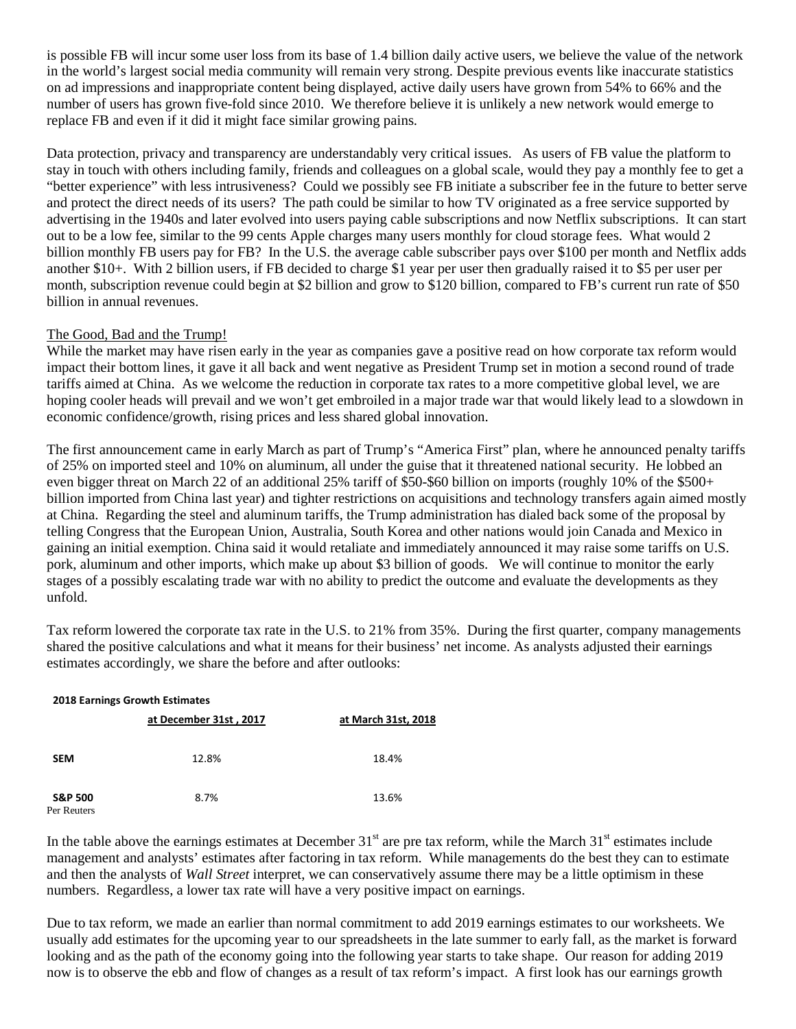is possible FB will incur some user loss from its base of 1.4 billion daily active users, we believe the value of the network in the world's largest social media community will remain very strong. Despite previous events like inaccurate statistics on ad impressions and inappropriate content being displayed, active daily users have grown from 54% to 66% and the number of users has grown five-fold since 2010. We therefore believe it is unlikely a new network would emerge to replace FB and even if it did it might face similar growing pains.

Data protection, privacy and transparency are understandably very critical issues. As users of FB value the platform to stay in touch with others including family, friends and colleagues on a global scale, would they pay a monthly fee to get a "better experience" with less intrusiveness? Could we possibly see FB initiate a subscriber fee in the future to better serve and protect the direct needs of its users? The path could be similar to how TV originated as a free service supported by advertising in the 1940s and later evolved into users paying cable subscriptions and now Netflix subscriptions. It can start out to be a low fee, similar to the 99 cents Apple charges many users monthly for cloud storage fees. What would 2 billion monthly FB users pay for FB? In the U.S. the average cable subscriber pays over $100 per month and Netflix adds another $10+. With 2 billion users, if FB decided to charge $1 year per user then gradually raised it to $5 per user per month, subscription revenue could begin at $2 billion and grow to $120 billion, compared to FB's current run rate of $50 billion in annual revenues.

The Good, Bad and the Trump!

While the market may have risen early in the year as companies gave a positive read on how corporate tax reform would impact their bottom lines, it gave it all back and went negative as President Trump set in motion a second round of trade tariffs aimed at China. As we welcome the reduction in corporate tax rates to a more competitive global level, we are hoping cooler heads will prevail and we won't get embroiled in a major trade war that would likely lead to a slowdown in economic confidence/growth, rising prices and less shared global innovation.

The first announcement came in early March as part of Trump's "America First" plan, where he announced penalty tariffs of 25% on imported steel and 10% on aluminum, all under the guise that it threatened national security. He lobbed an even bigger threat on March 22 of an additional 25% tariff of $50-$60 billion on imports (roughly 10% of the $500+ billion imported from China last year) and tighter restrictions on acquisitions and technology transfers again aimed mostly at China. Regarding the steel and aluminum tariffs, the Trump administration has dialed back some of the proposal by telling Congress that the European Union, Australia, South Korea and other nations would join Canada and Mexico in gaining an initial exemption. China said it would retaliate and immediately announced it may raise some tariffs on U.S. pork, aluminum and other imports, which make up about $3 billion of goods. We will continue to monitor the early stages of a possibly escalating trade war with no ability to predict the outcome and evaluate the developments as they unfold.

Tax reform lowered the corporate tax rate in the U.S. to 21% from 35%. During the first quarter, company managements shared the positive calculations and what it means for their business' net income. As analysts adjusted their earnings estimates accordingly, we share the before and after outlooks:

**2018 Earnings Growth Estimates**

| | at December 31st , 2017 | at March 31st, 2018 |
|---|---|---|
| **SEM** | 12.8% | 18.4% |
| **S&P 500** Per Reuters | 8.7% | 13.6% |

In the table above the earnings estimates at December 31st are pre tax reform, while the March 31st estimates include management and analysts' estimates after factoring in tax reform. While managements do the best they can to estimate and then the analysts of *Wall Street* interpret, we can conservatively assume there may be a little optimism in these numbers. Regardless, a lower tax rate will have a very positive impact on earnings.

Due to tax reform, we made an earlier than normal commitment to add 2019 earnings estimates to our worksheets. We usually add estimates for the upcoming year to our spreadsheets in the late summer to early fall, as the market is forward looking and as the path of the economy going into the following year starts to take shape. Our reason for adding 2019 now is to observe the ebb and flow of changes as a result of tax reform's impact. A first look has our earnings growth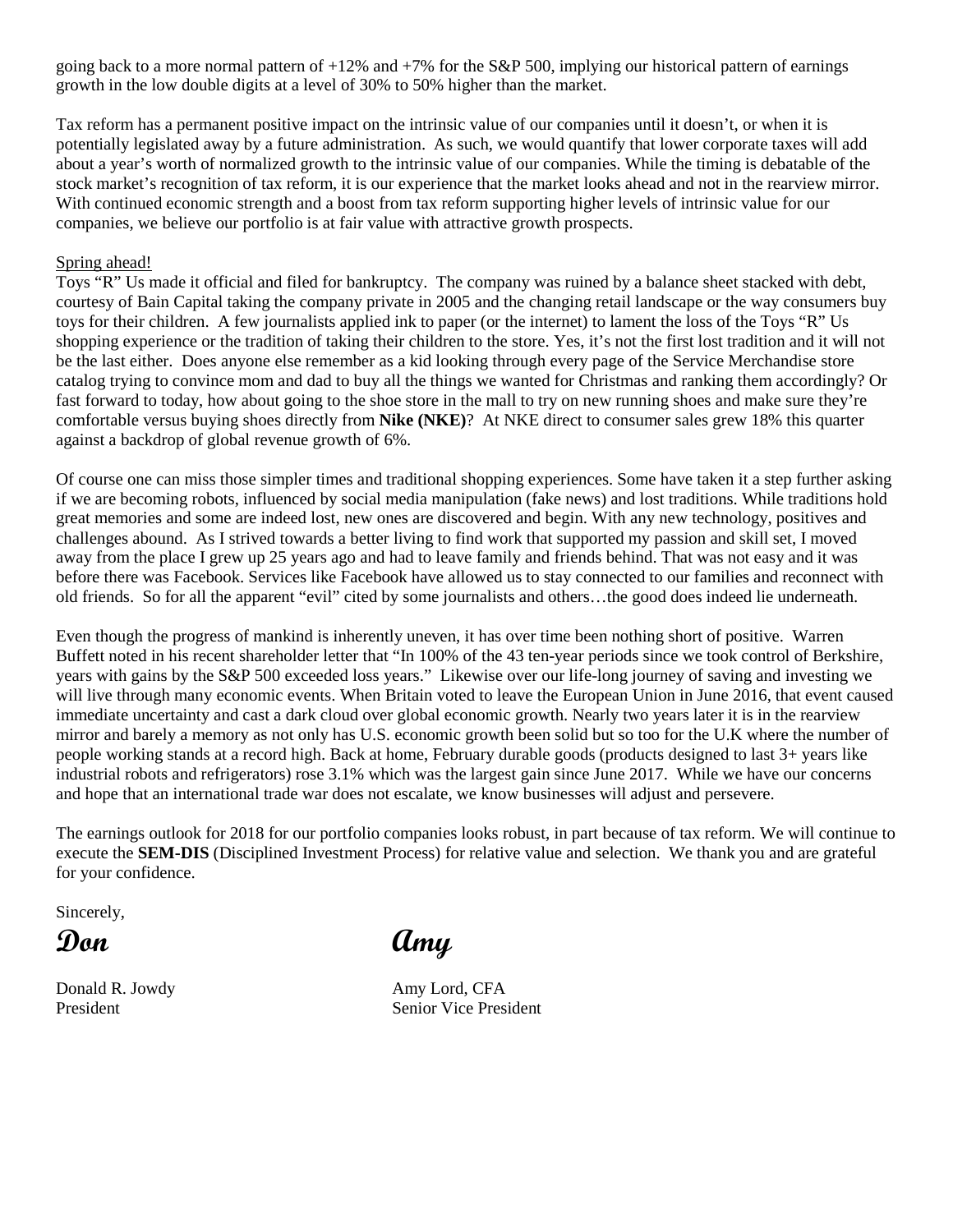going back to a more normal pattern of +12% and +7% for the S&P 500, implying our historical pattern of earnings growth in the low double digits at a level of 30% to 50% higher than the market.

Tax reform has a permanent positive impact on the intrinsic value of our companies until it doesn't, or when it is potentially legislated away by a future administration. As such, we would quantify that lower corporate taxes will add about a year's worth of normalized growth to the intrinsic value of our companies. While the timing is debatable of the stock market's recognition of tax reform, it is our experience that the market looks ahead and not in the rearview mirror. With continued economic strength and a boost from tax reform supporting higher levels of intrinsic value for our companies, we believe our portfolio is at fair value with attractive growth prospects.

Spring ahead!

Toys "R" Us made it official and filed for bankruptcy. The company was ruined by a balance sheet stacked with debt, courtesy of Bain Capital taking the company private in 2005 and the changing retail landscape or the way consumers buy toys for their children. A few journalists applied ink to paper (or the internet) to lament the loss of the Toys "R" Us shopping experience or the tradition of taking their children to the store. Yes, it's not the first lost tradition and it will not be the last either. Does anyone else remember as a kid looking through every page of the Service Merchandise store catalog trying to convince mom and dad to buy all the things we wanted for Christmas and ranking them accordingly? Or fast forward to today, how about going to the shoe store in the mall to try on new running shoes and make sure they're comfortable versus buying shoes directly from **Nike (NKE)**? At NKE direct to consumer sales grew 18% this quarter against a backdrop of global revenue growth of 6%.

Of course one can miss those simpler times and traditional shopping experiences. Some have taken it a step further asking if we are becoming robots, influenced by social media manipulation (fake news) and lost traditions. While traditions hold great memories and some are indeed lost, new ones are discovered and begin. With any new technology, positives and challenges abound. As I strived towards a better living to find work that supported my passion and skill set, I moved away from the place I grew up 25 years ago and had to leave family and friends behind. That was not easy and it was before there was Facebook. Services like Facebook have allowed us to stay connected to our families and reconnect with old friends. So for all the apparent "evil" cited by some journalists and others…the good does indeed lie underneath.

Even though the progress of mankind is inherently uneven, it has over time been nothing short of positive. Warren Buffett noted in his recent shareholder letter that "In 100% of the 43 ten-year periods since we took control of Berkshire, years with gains by the S&P 500 exceeded loss years." Likewise over our life-long journey of saving and investing we will live through many economic events. When Britain voted to leave the European Union in June 2016, that event caused immediate uncertainty and cast a dark cloud over global economic growth. Nearly two years later it is in the rearview mirror and barely a memory as not only has U.S. economic growth been solid but so too for the U.K where the number of people working stands at a record high. Back at home, February durable goods (products designed to last 3+ years like industrial robots and refrigerators) rose 3.1% which was the largest gain since June 2017. While we have our concerns and hope that an international trade war does not escalate, we know businesses will adjust and persevere.

The earnings outlook for 2018 for our portfolio companies looks robust, in part because of tax reform. We will continue to execute the **SEM-DIS** (Disciplined Investment Process) for relative value and selection. We thank you and are grateful for your confidence.

Sincerely,

*Don* *Amy*

Donald R. Jowdy
President

Amy Lord, CFA
Senior Vice President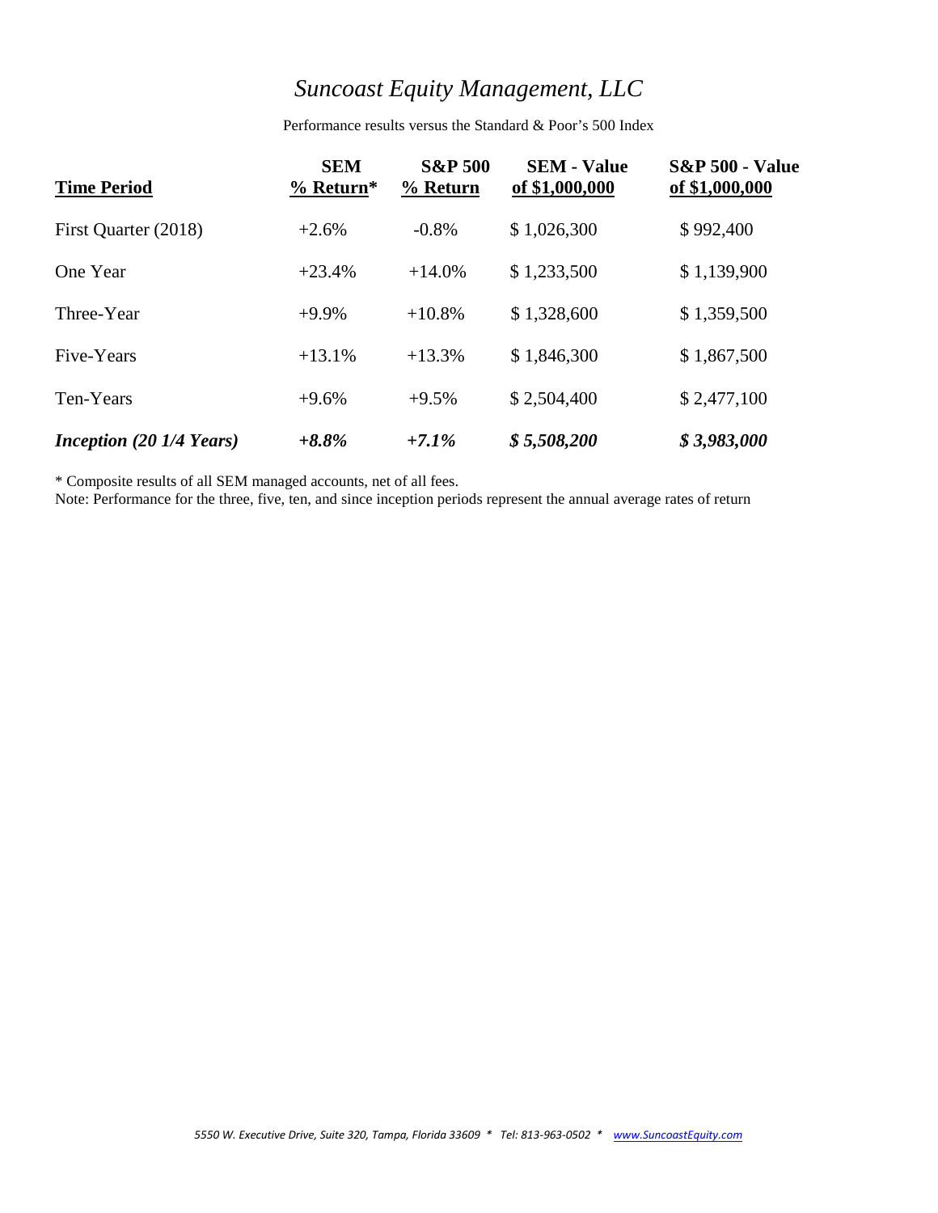# *Suncoast Equity Management, LLC*

Performance results versus the Standard & Poor's 500 Index

| Time Period | SEM % Return* | S&P 500 % Return | SEM - Value of $1,000,000 | S&P 500 - Value of $1,000,000 |
|---|---|---|---|---|
| First Quarter (2018) | +2.6% | -0.8% | $ 1,026,300 | $ 992,400 |
| One Year | +23.4% | +14.0% | $ 1,233,500 | $ 1,139,900 |
| Three-Year | +9.9% | +10.8% | $ 1,328,600 | $ 1,359,500 |
| Five-Years | +13.1% | +13.3% | $ 1,846,300 | $ 1,867,500 |
| Ten-Years | +9.6% | +9.5% | $ 2,504,400 | $ 2,477,100 |
| ***Inception (20 1/4 Years)*** | ***+8.8%*** | ***+7.1%*** | ***$ 5,508,200*** | ***$ 3,983,000*** |

* Composite results of all SEM managed accounts, net of all fees.

Note: Performance for the three, five, ten, and since inception periods represent the annual average rates of return

*5550 W. Executive Drive, Suite 320, Tampa, Florida 33609 * Tel: 813-963-0502 * [www.SuncoastEquity.com](http://www.SuncoastEquity.com)*